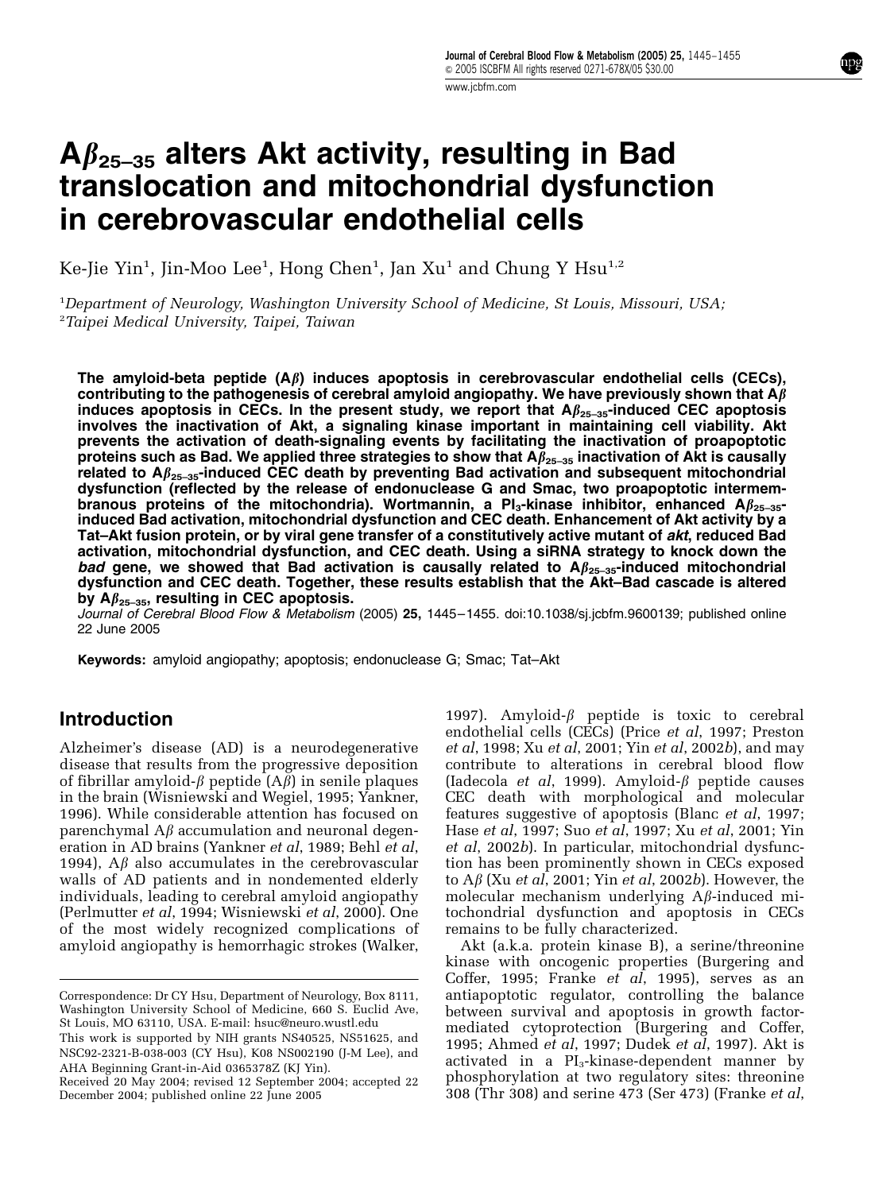# $A\beta_{25-35}$ alters Akt activity, resulting in Bad translocation and mitochondrial dysfunction in cerebrovascular endothelial cells

Ke-Jie Yin[1], Jin-Moo Lee[1], Hong Chen[1], Jan Xu[1] and Chung Y Hsu[1,2]

[1]*Department of Neurology, Washington University School of Medicine, St Louis, Missouri, USA;*
[2]*Taipei Medical University, Taipei, Taiwan*

**The amyloid-beta peptide ($A\beta$) induces apoptosis in cerebrovascular endothelial cells (CECs), contributing to the pathogenesis of cerebral amyloid angiopathy. We have previously shown that $A\beta$ induces apoptosis in CECs. In the present study, we report that $A\beta_{25-35}$-induced CEC apoptosis involves the inactivation of Akt, a signaling kinase important in maintaining cell viability. Akt prevents the activation of death-signaling events by facilitating the inactivation of proapoptotic proteins such as Bad. We applied three strategies to show that $A\beta_{25-35}$ inactivation of Akt is causally related to $A\beta_{25-35}$-induced CEC death by preventing Bad activation and subsequent mitochondrial dysfunction (reflected by the release of endonuclease G and Smac, two proapoptotic intermembranous proteins of the mitochondria). Wortmannin, a $PI_3$-kinase inhibitor, enhanced $A\beta_{25-35}$-induced Bad activation, mitochondrial dysfunction and CEC death. Enhancement of Akt activity by a Tat–Akt fusion protein, or by viral gene transfer of a constitutively active mutant of *akt*, reduced Bad activation, mitochondrial dysfunction, and CEC death. Using a siRNA strategy to knock down the *bad* gene, we showed that Bad activation is causally related to $A\beta_{25-35}$-induced mitochondrial dysfunction and CEC death. Together, these results establish that the Akt–Bad cascade is altered by $A\beta_{25-35}$, resulting in CEC apoptosis.**

*Journal of Cerebral Blood Flow & Metabolism* (2005) **25**, 1445–1455. doi:10.1038/sj.jcbfm.9600139; published online 22 June 2005

**Keywords:** amyloid angiopathy; apoptosis; endonuclease G; Smac; Tat–Akt

## Introduction

Alzheimer's disease (AD) is a neurodegenerative disease that results from the progressive deposition of fibrillar amyloid-$\beta$ peptide ($A\beta$) in senile plaques in the brain (Wisniewski and Wegiel, 1995; Yankner, 1996). While considerable attention has focused on parenchymal $A\beta$ accumulation and neuronal degeneration in AD brains (Yankner *et al*, 1989; Behl *et al*, 1994), $A\beta$ also accumulates in the cerebrovascular walls of AD patients and in nondemented elderly individuals, leading to cerebral amyloid angiopathy (Perlmutter *et al*, 1994; Wisniewski *et al*, 2000). One of the most widely recognized complications of amyloid angiopathy is hemorrhagic strokes (Walker, 1997). Amyloid-$\beta$ peptide is toxic to cerebral endothelial cells (CECs) (Price *et al*, 1997; Preston *et al*, 1998; Xu *et al*, 2001; Yin *et al*, 2002*b*), and may contribute to alterations in cerebral blood flow (Iadecola *et al*, 1999). Amyloid-$\beta$ peptide causes CEC death with morphological and molecular features suggestive of apoptosis (Blanc *et al*, 1997; Hase *et al*, 1997; Suo *et al*, 1997; Xu *et al*, 2001; Yin *et al*, 2002*b*). In particular, mitochondrial dysfunction has been prominently shown in CECs exposed to $A\beta$ (Xu *et al*, 2001; Yin *et al*, 2002*b*). However, the molecular mechanism underlying $A\beta$-induced mitochondrial dysfunction and apoptosis in CECs remains to be fully characterized.

Akt (a.k.a. protein kinase B), a serine/threonine kinase with oncogenic properties (Burgering and Coffer, 1995; Franke *et al*, 1995), serves as an antiapoptotic regulator, controlling the balance between survival and apoptosis in growth factor-mediated cytoprotection (Burgering and Coffer, 1995; Ahmed *et al*, 1997; Dudek *et al*, 1997). Akt is activated in a $PI_3$-kinase-dependent manner by phosphorylation at two regulatory sites: threonine 308 (Thr 308) and serine 473 (Ser 473) (Franke *et al*,

---

Correspondence: Dr CY Hsu, Department of Neurology, Box 8111, Washington University School of Medicine, 660 S. Euclid Ave, St Louis, MO 63110, USA. E-mail: hsuc@neuro.wustl.edu

This work is supported by NIH grants NS40525, NS51625, and NSC92-2321-B-038-003 (CY Hsu), K08 NS002190 (J-M Lee), and AHA Beginning Grant-in-Aid 0365378Z (KJ Yin).

Received 20 May 2004; revised 12 September 2004; accepted 22 December 2004; published online 22 June 2005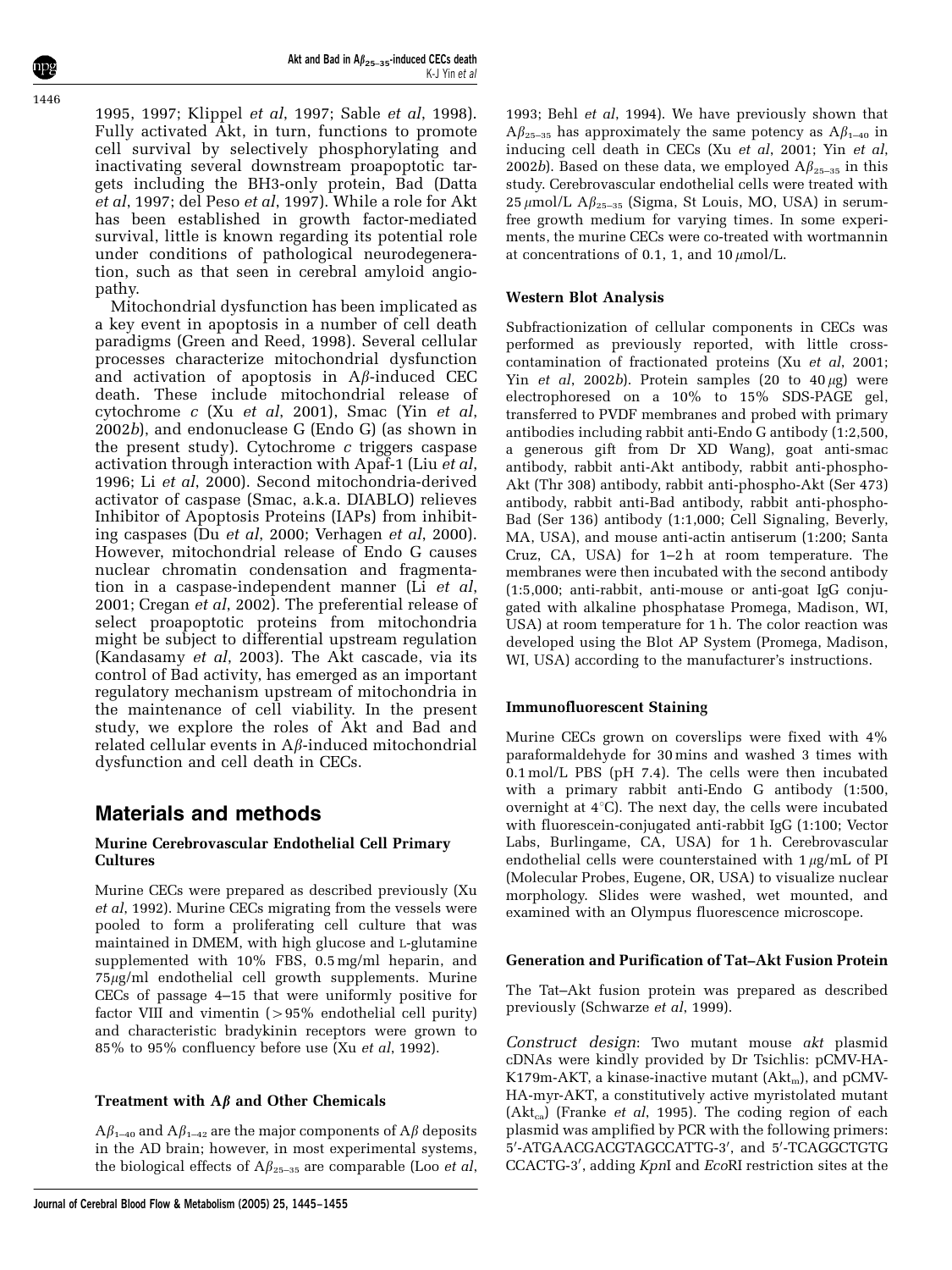1995, 1997; Klippel *et al*, 1997; Sable *et al*, 1998). Fully activated Akt, in turn, functions to promote cell survival by selectively phosphorylating and inactivating several downstream proapoptotic targets including the BH3-only protein, Bad (Datta *et al*, 1997; del Peso *et al*, 1997). While a role for Akt has been established in growth factor-mediated survival, little is known regarding its potential role under conditions of pathological neurodegeneration, such as that seen in cerebral amyloid angiopathy.

Mitochondrial dysfunction has been implicated as a key event in apoptosis in a number of cell death paradigms (Green and Reed, 1998). Several cellular processes characterize mitochondrial dysfunction and activation of apoptosis in A$\beta$-induced CEC death. These include mitochondrial release of cytochrome *c* (Xu *et al*, 2001), Smac (Yin *et al*, 2002*b*), and endonuclease G (Endo G) (as shown in the present study). Cytochrome *c* triggers caspase activation through interaction with Apaf-1 (Liu *et al*, 1996; Li *et al*, 2000). Second mitochondria-derived activator of caspase (Smac, a.k.a. DIABLO) relieves Inhibitor of Apoptosis Proteins (IAPs) from inhibiting caspases (Du *et al*, 2000; Verhagen *et al*, 2000). However, mitochondrial release of Endo G causes nuclear chromatin condensation and fragmentation in a caspase-independent manner (Li *et al*, 2001; Cregan *et al*, 2002). The preferential release of select proapoptotic proteins from mitochondria might be subject to differential upstream regulation (Kandasamy *et al*, 2003). The Akt cascade, via its control of Bad activity, has emerged as an important regulatory mechanism upstream of mitochondria in the maintenance of cell viability. In the present study, we explore the roles of Akt and Bad and related cellular events in A$\beta$-induced mitochondrial dysfunction and cell death in CECs.

## Materials and methods

### Murine Cerebrovascular Endothelial Cell Primary Cultures

Murine CECs were prepared as described previously (Xu *et al*, 1992). Murine CECs migrating from the vessels were pooled to form a proliferating cell culture that was maintained in DMEM, with high glucose and L-glutamine supplemented with 10% FBS, 0.5 mg/ml heparin, and 75$\mu$g/ml endothelial cell growth supplements. Murine CECs of passage 4–15 that were uniformly positive for factor VIII and vimentin (>95% endothelial cell purity) and characteristic bradykinin receptors were grown to 85% to 95% confluency before use (Xu *et al*, 1992).

### Treatment with A$\beta$ and Other Chemicals

A$\beta_{1-40}$ and A$\beta_{1-42}$ are the major components of A$\beta$ deposits in the AD brain; however, in most experimental systems, the biological effects of A$\beta_{25-35}$ are comparable (Loo *et al*, 1993; Behl *et al*, 1994). We have previously shown that A$\beta_{25-35}$ has approximately the same potency as A$\beta_{1-40}$ in inducing cell death in CECs (Xu *et al*, 2001; Yin *et al*, 2002*b*). Based on these data, we employed A$\beta_{25-35}$ in this study. Cerebrovascular endothelial cells were treated with 25 $\mu$mol/L A$\beta_{25-35}$ (Sigma, St Louis, MO, USA) in serum-free growth medium for varying times. In some experiments, the murine CECs were co-treated with wortmannin at concentrations of 0.1, 1, and 10 $\mu$mol/L.

### Western Blot Analysis

Subfractionization of cellular components in CECs was performed as previously reported, with little cross-contamination of fractionated proteins (Xu *et al*, 2001; Yin *et al*, 2002*b*). Protein samples (20 to 40 $\mu$g) were electrophoresed on a 10% to 15% SDS-PAGE gel, transferred to PVDF membranes and probed with primary antibodies including rabbit anti-Endo G antibody (1:2,500, a generous gift from Dr XD Wang), goat anti-smac antibody, rabbit anti-Akt antibody, rabbit anti-phospho-Akt (Thr 308) antibody, rabbit anti-phospho-Akt (Ser 473) antibody, rabbit anti-Bad antibody, rabbit anti-phospho-Bad (Ser 136) antibody (1:1,000; Cell Signaling, Beverly, MA, USA), and mouse anti-actin antiserum (1:200; Santa Cruz, CA, USA) for 1–2 h at room temperature. The membranes were then incubated with the second antibody (1:5,000; anti-rabbit, anti-mouse or anti-goat IgG conjugated with alkaline phosphatase Promega, Madison, WI, USA) at room temperature for 1 h. The color reaction was developed using the Blot AP System (Promega, Madison, WI, USA) according to the manufacturer's instructions.

### Immunofluorescent Staining

Murine CECs grown on coverslips were fixed with 4% paraformaldehyde for 30 mins and washed 3 times with 0.1 mol/L PBS (pH 7.4). The cells were then incubated with a primary rabbit anti-Endo G antibody (1:500, overnight at 4°C). The next day, the cells were incubated with fluorescein-conjugated anti-rabbit IgG (1:100; Vector Labs, Burlingame, CA, USA) for 1 h. Cerebrovascular endothelial cells were counterstained with 1 $\mu$g/mL of PI (Molecular Probes, Eugene, OR, USA) to visualize nuclear morphology. Slides were washed, wet mounted, and examined with an Olympus fluorescence microscope.

### Generation and Purification of Tat–Akt Fusion Protein

The Tat–Akt fusion protein was prepared as described previously (Schwarze *et al*, 1999).

*Construct design*: Two mutant mouse *akt* plasmid cDNAs were kindly provided by Dr Tsichlis: pCMV-HA-K179m-AKT, a kinase-inactive mutant (Akt$_{m}$), and pCMV-HA-myr-AKT, a constitutively active myristolated mutant (Akt$_{ca}$) (Franke *et al*, 1995). The coding region of each plasmid was amplified by PCR with the following primers: 5′-ATGAACGACGTAGCCATTG-3′, and 5′-TCAGGCTGTG CCACTG-3′, adding *Kpn*I and *Eco*RI restriction sites at the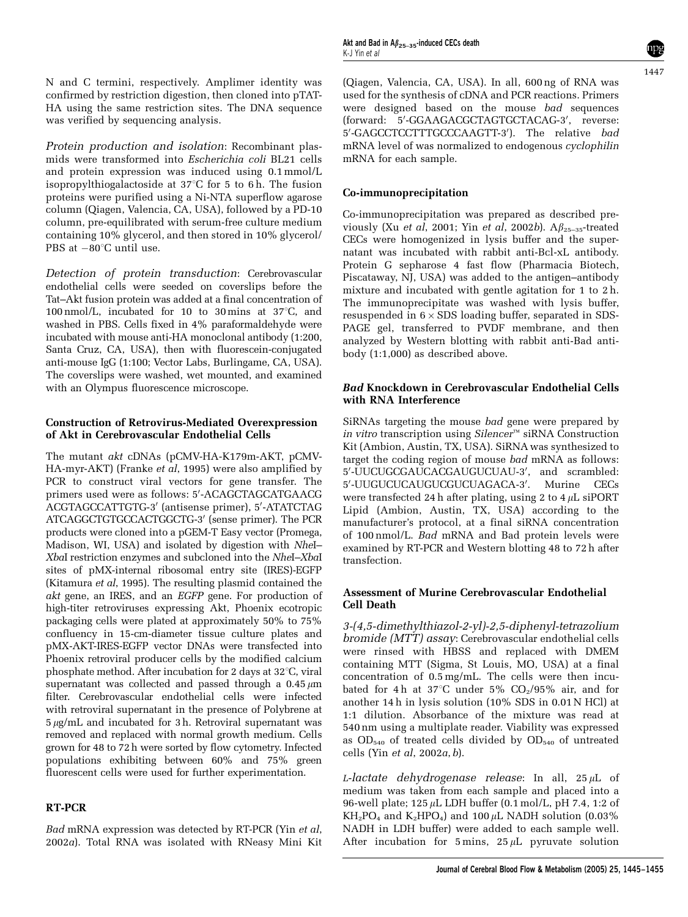N and C termini, respectively. Amplimer identity was confirmed by restriction digestion, then cloned into pTAT-HA using the same restriction sites. The DNA sequence was verified by sequencing analysis.

*Protein production and isolation*: Recombinant plasmids were transformed into *Escherichia coli* BL21 cells and protein expression was induced using 0.1 mmol/L isopropylthiogalactoside at 37°C for 5 to 6 h. The fusion proteins were purified using a Ni-NTA superflow agarose column (Qiagen, Valencia, CA, USA), followed by a PD-10 column, pre-equilibrated with serum-free culture medium containing 10% glycerol, and then stored in 10% glycerol/PBS at −80°C until use.

*Detection of protein transduction*: Cerebrovascular endothelial cells were seeded on coverslips before the Tat–Akt fusion protein was added at a final concentration of 100 nmol/L, incubated for 10 to 30 mins at 37°C, and washed in PBS. Cells fixed in 4% paraformaldehyde were incubated with mouse anti-HA monoclonal antibody (1:200, Santa Cruz, CA, USA), then with fluorescein-conjugated anti-mouse IgG (1:100; Vector Labs, Burlingame, CA, USA). The coverslips were washed, wet mounted, and examined with an Olympus fluorescence microscope.

### Construction of Retrovirus-Mediated Overexpression of Akt in Cerebrovascular Endothelial Cells

The mutant *akt* cDNAs (pCMV-HA-K179m-AKT, pCMV-HA-myr-AKT) (Franke *et al*, 1995) were also amplified by PCR to construct viral vectors for gene transfer. The primers used were as follows: 5′-ACAGCTAGCATGAACG ACGTAGCCATTGTG-3′ (antisense primer), 5′-ATATCTAG ATCAGGCTGTGCCACTGGCTG-3′ (sense primer). The PCR products were cloned into a pGEM-T Easy vector (Promega, Madison, WI, USA) and isolated by digestion with *Nhe*I–*Xba*I restriction enzymes and subcloned into the *Nhe*I–*Xba*I sites of pMX-internal ribosomal entry site (IRES)-EGFP (Kitamura *et al*, 1995). The resulting plasmid contained the *akt* gene, an IRES, and an *EGFP* gene. For production of high-titer retroviruses expressing Akt, Phoenix ecotropic packaging cells were plated at approximately 50% to 75% confluency in 15-cm-diameter tissue culture plates and pMX-AKT-IRES-EGFP vector DNAs were transfected into Phoenix retroviral producer cells by the modified calcium phosphate method. After incubation for 2 days at 32°C, viral supernatant was collected and passed through a 0.45 $\mu$m filter. Cerebrovascular endothelial cells were infected with retroviral supernatant in the presence of Polybrene at 5 $\mu$g/mL and incubated for 3 h. Retroviral supernatant was removed and replaced with normal growth medium. Cells grown for 48 to 72 h were sorted by flow cytometry. Infected populations exhibiting between 60% and 75% green fluorescent cells were used for further experimentation.

### RT-PCR

*Bad* mRNA expression was detected by RT-PCR (Yin *et al*, 2002*a*). Total RNA was isolated with RNeasy Mini Kit (Qiagen, Valencia, CA, USA). In all, 600 ng of RNA was used for the synthesis of cDNA and PCR reactions. Primers were designed based on the mouse *bad* sequences (forward: 5′-GGAAGACGCTAGTGCTACAG-3′, reverse: 5′-GAGCCTCCTTTGCCCAAGTT-3′). The relative *bad* mRNA level of was normalized to endogenous *cyclophilin* mRNA for each sample.

### Co-immunoprecipitation

Co-immunoprecipitation was prepared as described previously (Xu *et al*, 2001; Yin *et al*, 2002*b*). A$\beta_{25-35}$-treated CECs were homogenized in lysis buffer and the supernatant was incubated with rabbit anti-Bcl-xL antibody. Protein G sepharose 4 fast flow (Pharmacia Biotech, Piscataway, NJ, USA) was added to the antigen–antibody mixture and incubated with gentle agitation for 1 to 2 h. The immunoprecipitate was washed with lysis buffer, resuspended in 6 × SDS loading buffer, separated in SDS-PAGE gel, transferred to PVDF membrane, and then analyzed by Western blotting with rabbit anti-Bad antibody (1:1,000) as described above.

### *Bad* Knockdown in Cerebrovascular Endothelial Cells with RNA Interference

SiRNAs targeting the mouse *bad* gene were prepared by *in vitro* transcription using *Silencer*™ siRNA Construction Kit (Ambion, Austin, TX, USA). SiRNA was synthesized to target the coding region of mouse *bad* mRNA as follows: 5′-UUCUGCGAUCACGAUGUCUAU-3′, and scrambled: 5′-UUGUCUCAUGUCGUCUAGACA-3′. Murine CECs were transfected 24 h after plating, using 2 to 4 $\mu$L siPORT Lipid (Ambion, Austin, TX, USA) according to the manufacturer's protocol, at a final siRNA concentration of 100 nmol/L. *Bad* mRNA and Bad protein levels were examined by RT-PCR and Western blotting 48 to 72 h after transfection.

### Assessment of Murine Cerebrovascular Endothelial Cell Death

*3-(4,5-dimethylthiazol-2-yl)-2,5-diphenyl-tetrazolium bromide (MTT) assay*: Cerebrovascular endothelial cells were rinsed with HBSS and replaced with DMEM containing MTT (Sigma, St Louis, MO, USA) at a final concentration of 0.5 mg/mL. The cells were then incubated for 4 h at 37°C under 5% $CO_2$/95% air, and for another 14 h in lysis solution (10% SDS in 0.01 N HCl) at 1:1 dilution. Absorbance of the mixture was read at 540 nm using a multiplate reader. Viability was expressed as $OD_{540}$ of treated cells divided by $OD_{540}$ of untreated cells (Yin *et al*, 2002*a*, *b*).

*L-lactate dehydrogenase release*: In all, 25 $\mu$L of medium was taken from each sample and placed into a 96-well plate; 125 $\mu$L LDH buffer (0.1 mol/L, pH 7.4, 1:2 of $KH_2PO_4$ and $K_2HPO_4$) and 100 $\mu$L NADH solution (0.03% NADH in LDH buffer) were added to each sample well. After incubation for 5 mins, 25 $\mu$L pyruvate solution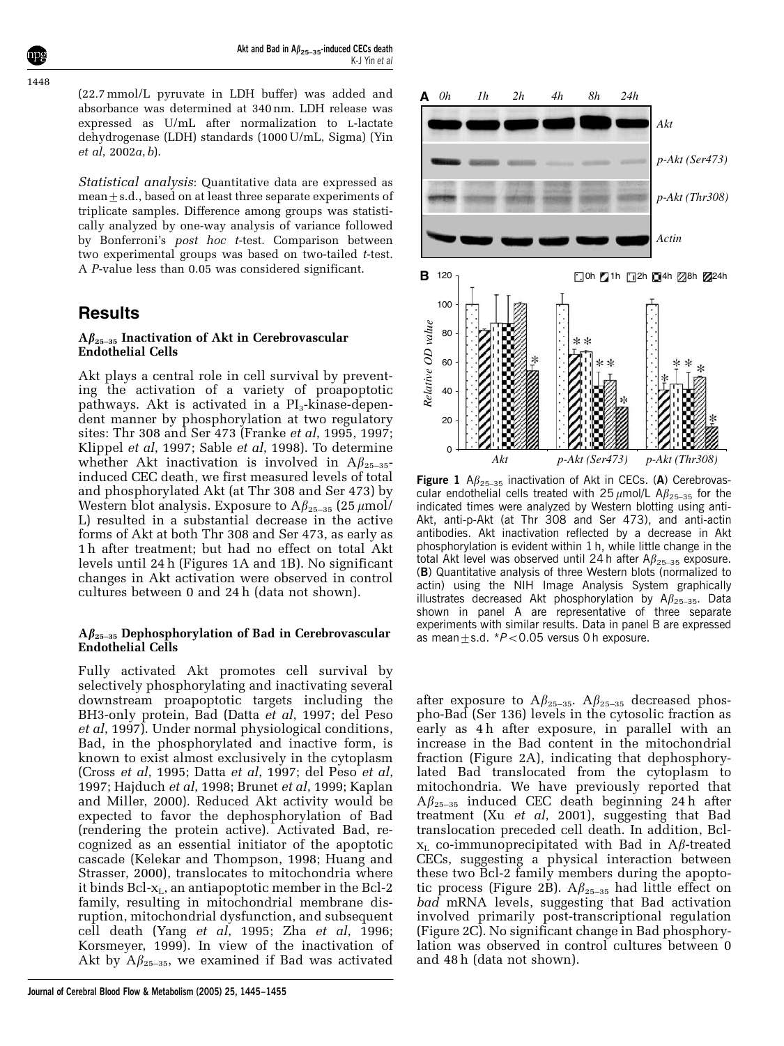(22.7 mmol/L pyruvate in LDH buffer) was added and absorbance was determined at 340 nm. LDH release was expressed as U/mL after normalization to L-lactate dehydrogenase (LDH) standards (1000 U/mL, Sigma) (Yin *et al*, 2002*a*, *b*).

*Statistical analysis*: Quantitative data are expressed as mean ± s.d., based on at least three separate experiments of triplicate samples. Difference among groups was statistically analyzed by one-way analysis of variance followed by Bonferroni's *post hoc t*-test. Comparison between two experimental groups was based on two-tailed *t*-test. A *P*-value less than 0.05 was considered significant.

## Results

### $A\beta_{25-35}$ Inactivation of Akt in Cerebrovascular Endothelial Cells

Akt plays a central role in cell survival by preventing the activation of a variety of proapoptotic pathways. Akt is activated in a $PI_3$-kinase-dependent manner by phosphorylation at two regulatory sites: Thr 308 and Ser 473 (Franke *et al*, 1995, 1997; Klippel *et al*, 1997; Sable *et al*, 1998). To determine whether Akt inactivation is involved in $A\beta_{25-35}$-induced CEC death, we first measured levels of total and phosphorylated Akt (at Thr 308 and Ser 473) by Western blot analysis. Exposure to $A\beta_{25-35}$ (25 $\mu$mol/L) resulted in a substantial decrease in the active forms of Akt at both Thr 308 and Ser 473, as early as 1 h after treatment; but had no effect on total Akt levels until 24 h (Figures 1A and 1B). No significant changes in Akt activation were observed in control cultures between 0 and 24 h (data not shown).

### $A\beta_{25-35}$ Dephosphorylation of Bad in Cerebrovascular Endothelial Cells

Fully activated Akt promotes cell survival by selectively phosphorylating and inactivating several downstream proapoptotic targets including the BH3-only protein, Bad (Datta *et al*, 1997; del Peso *et al*, 1997). Under normal physiological conditions, Bad, in the phosphorylated and inactive form, is known to exist almost exclusively in the cytoplasm (Cross *et al*, 1995; Datta *et al*, 1997; del Peso *et al*, 1997; Hajduch *et al*, 1998; Brunet *et al*, 1999; Kaplan and Miller, 2000). Reduced Akt activity would be expected to favor the dephosphorylation of Bad (rendering the protein active). Activated Bad, recognized as an essential initiator of the apoptotic cascade (Kelekar and Thompson, 1998; Huang and Strasser, 2000), translocates to mitochondria where it binds Bcl-$x_L$, an antiapoptotic member in the Bcl-2 family, resulting in mitochondrial membrane disruption, mitochondrial dysfunction, and subsequent cell death (Yang *et al*, 1995; Zha *et al*, 1996; Korsmeyer, 1999). In view of the inactivation of Akt by $A\beta_{25-35}$, we examined if Bad was activated after exposure to $A\beta_{25-35}$. $A\beta_{25-35}$ decreased phospho-Bad (Ser 136) levels in the cytosolic fraction as early as 4 h after exposure, in parallel with an increase in the Bad content in the mitochondrial fraction (Figure 2A), indicating that dephosphorylated Bad translocated from the cytoplasm to mitochondria. We have previously reported that $A\beta_{25-35}$ induced CEC death beginning 24 h after treatment (Xu *et al*, 2001), suggesting that Bad translocation preceded cell death. In addition, Bcl-$x_L$ co-immunoprecipitated with Bad in $A\beta$-treated CECs, suggesting a physical interaction between these two Bcl-2 family members during the apoptotic process (Figure 2B). $A\beta_{25-35}$ had little effect on *bad* mRNA levels, suggesting that Bad activation involved primarily post-transcriptional regulation (Figure 2C). No significant change in Bad phosphorylation was observed in control cultures between 0 and 48 h (data not shown).

**Figure 1** $A\beta_{25-35}$ inactivation of Akt in CECs. (**A**) Cerebrovascular endothelial cells treated with 25 $\mu$mol/L $A\beta_{25-35}$ for the indicated times were analyzed by Western blotting using anti-Akt, anti-p-Akt (at Thr 308 and Ser 473), and anti-actin antibodies. Akt inactivation reflected by a decrease in Akt phosphorylation is evident within 1 h, while little change in the total Akt level was observed until 24 h after $A\beta_{25-35}$ exposure. (**B**) Quantitative analysis of three Western blots (normalized to actin) using the NIH Image Analysis System graphically illustrates decreased Akt phosphorylation by $A\beta_{25-35}$. Data shown in panel A are representative of three separate experiments with similar results. Data in panel B are expressed as mean ± s.d. *$P < 0.05$ versus 0 h exposure.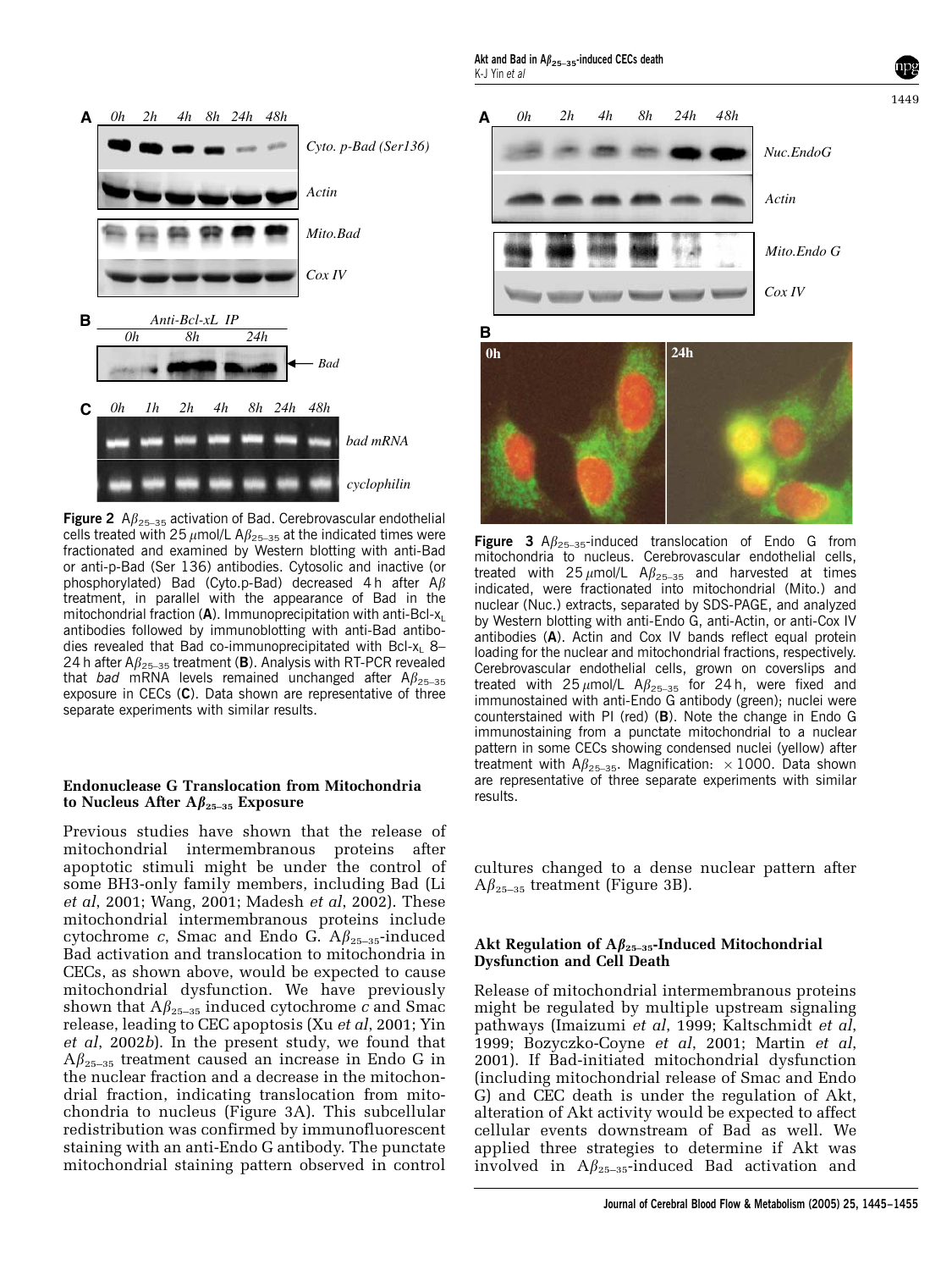**Figure 2** $A\beta_{25-35}$ activation of Bad. Cerebrovascular endothelial cells treated with 25 $\mu$mol/L $A\beta_{25-35}$ at the indicated times were fractionated and examined by Western blotting with anti-Bad or anti-p-Bad (Ser 136) antibodies. Cytosolic and inactive (or phosphorylated) Bad (Cyto.p-Bad) decreased 4 h after $A\beta$ treatment, in parallel with the appearance of Bad in the mitochondrial fraction (**A**). Immunoprecipitation with anti-Bcl-$x_L$ antibodies followed by immunoblotting with anti-Bad antibodies revealed that Bad co-immunoprecipitated with Bcl-$x_L$ 8–24 h after $A\beta_{25-35}$ treatment (**B**). Analysis with RT-PCR revealed that *bad* mRNA levels remained unchanged after $A\beta_{25-35}$ exposure in CECs (**C**). Data shown are representative of three separate experiments with similar results.

**Figure 3** $A\beta_{25-35}$-induced translocation of Endo G from mitochondria to nucleus. Cerebrovascular endothelial cells, treated with 25 $\mu$mol/L $A\beta_{25-35}$ and harvested at times indicated, were fractionated into mitochondrial (Mito.) and nuclear (Nuc.) extracts, separated by SDS-PAGE, and analyzed by Western blotting with anti-Endo G, anti-Actin, or anti-Cox IV antibodies (**A**). Actin and Cox IV bands reflect equal protein loading for the nuclear and mitochondrial fractions, respectively. Cerebrovascular endothelial cells, grown on coverslips and treated with 25 $\mu$mol/L $A\beta_{25-35}$ for 24 h, were fixed and immunostained with anti-Endo G antibody (green); nuclei were counterstained with PI (red) (**B**). Note the change in Endo G immunostaining from a punctate mitochondrial to a nuclear pattern in some CECs showing condensed nuclei (yellow) after treatment with $A\beta_{25-35}$. Magnification: $\times 1000$. Data shown are representative of three separate experiments with similar results.

### Endonuclease G Translocation from Mitochondria to Nucleus After $A\beta_{25-35}$ Exposure

Previous studies have shown that the release of mitochondrial intermembranous proteins after apoptotic stimuli might be under the control of some BH3-only family members, including Bad (Li *et al*, 2001; Wang, 2001; Madesh *et al*, 2002). These mitochondrial intermembranous proteins include cytochrome *c*, Smac and Endo G. $A\beta_{25-35}$-induced Bad activation and translocation to mitochondria in CECs, as shown above, would be expected to cause mitochondrial dysfunction. We have previously shown that $A\beta_{25-35}$ induced cytochrome *c* and Smac release, leading to CEC apoptosis (Xu *et al*, 2001; Yin *et al*, 2002*b*). In the present study, we found that $A\beta_{25-35}$ treatment caused an increase in Endo G in the nuclear fraction and a decrease in the mitochondrial fraction, indicating translocation from mitochondria to nucleus (Figure 3A). This subcellular redistribution was confirmed by immunofluorescent staining with an anti-Endo G antibody. The punctate mitochondrial staining pattern observed in control cultures changed to a dense nuclear pattern after $A\beta_{25-35}$ treatment (Figure 3B).

### Akt Regulation of $A\beta_{25-35}$-Induced Mitochondrial Dysfunction and Cell Death

Release of mitochondrial intermembranous proteins might be regulated by multiple upstream signaling pathways (Imaizumi *et al*, 1999; Kaltschmidt *et al*, 1999; Bozyczko-Coyne *et al*, 2001; Martin *et al*, 2001). If Bad-initiated mitochondrial dysfunction (including mitochondrial release of Smac and Endo G) and CEC death is under the regulation of Akt, alteration of Akt activity would be expected to affect cellular events downstream of Bad as well. We applied three strategies to determine if Akt was involved in $A\beta_{25-35}$-induced Bad activation and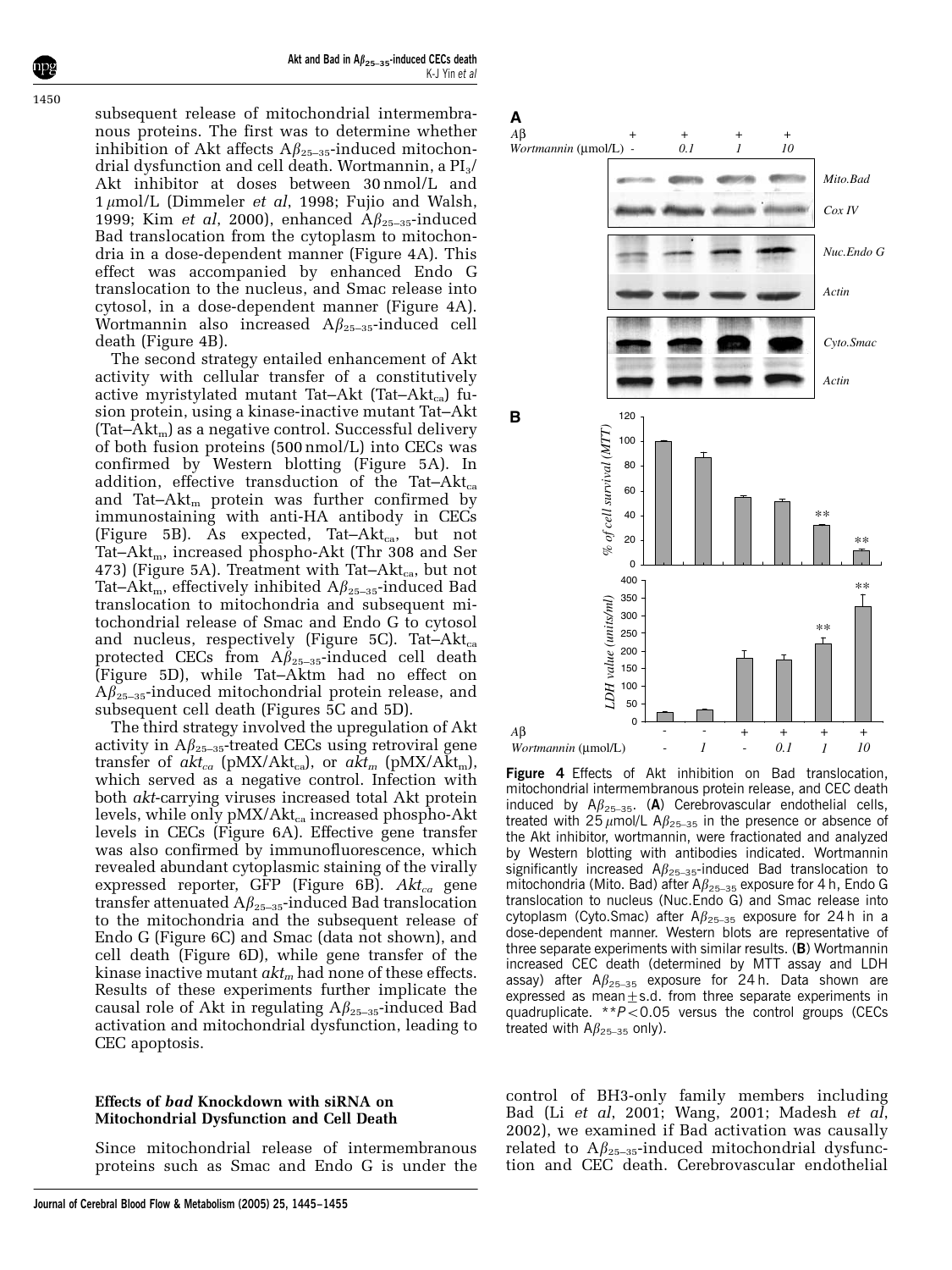subsequent release of mitochondrial intermembranous proteins. The first was to determine whether inhibition of Akt affects $A\beta_{25-35}$-induced mitochondrial dysfunction and cell death. Wortmannin, a $PI_3$/Akt inhibitor at doses between 30 nmol/L and 1 $\mu$mol/L (Dimmeler *et al*, 1998; Fujio and Walsh, 1999; Kim *et al*, 2000), enhanced $A\beta_{25-35}$-induced Bad translocation from the cytoplasm to mitochondria in a dose-dependent manner (Figure 4A). This effect was accompanied by enhanced Endo G translocation to the nucleus, and Smac release into cytosol, in a dose-dependent manner (Figure 4A). Wortmannin also increased $A\beta_{25-35}$-induced cell death (Figure 4B).

The second strategy entailed enhancement of Akt activity with cellular transfer of a constitutively active myristylated mutant Tat–Akt (Tat–$Akt_{ca}$) fusion protein, using a kinase-inactive mutant Tat–Akt (Tat–$Akt_m$) as a negative control. Successful delivery of both fusion proteins (500 nmol/L) into CECs was confirmed by Western blotting (Figure 5A). In addition, effective transduction of the Tat–$Akt_{ca}$ and Tat–$Akt_m$ protein was further confirmed by immunostaining with anti-HA antibody in CECs (Figure 5B). As expected, Tat–$Akt_{ca}$, but not Tat–$Akt_m$, increased phospho-Akt (Thr 308 and Ser 473) (Figure 5A). Treatment with Tat–$Akt_{ca}$, but not Tat–$Akt_m$, effectively inhibited $A\beta_{25-35}$-induced Bad translocation to mitochondria and subsequent mitochondrial release of Smac and Endo G to cytosol and nucleus, respectively (Figure 5C). Tat–$Akt_{ca}$ protected CECs from $A\beta_{25-35}$-induced cell death (Figure 5D), while Tat–Aktm had no effect on $A\beta_{25-35}$-induced mitochondrial protein release, and subsequent cell death (Figures 5C and 5D).

The third strategy involved the upregulation of Akt activity in $A\beta_{25-35}$-treated CECs using retroviral gene transfer of $akt_{ca}$ (pMX/$Akt_{ca}$), or $akt_m$ (pMX/$Akt_m$), which served as a negative control. Infection with both *akt*-carrying viruses increased total Akt protein levels, while only pMX/$Akt_{ca}$ increased phospho-Akt levels in CECs (Figure 6A). Effective gene transfer was also confirmed by immunofluorescence, which revealed abundant cytoplasmic staining of the virally expressed reporter, GFP (Figure 6B). $Akt_{ca}$ gene transfer attenuated $A\beta_{25-35}$-induced Bad translocation to the mitochondria and the subsequent release of Endo G (Figure 6C) and Smac (data not shown), and cell death (Figure 6D), while gene transfer of the kinase inactive mutant $akt_m$ had none of these effects. Results of these experiments further implicate the causal role of Akt in regulating $A\beta_{25-35}$-induced Bad activation and mitochondrial dysfunction, leading to CEC apoptosis.

**Figure 4** Effects of Akt inhibition on Bad translocation, mitochondrial intermembranous protein release, and CEC death induced by $A\beta_{25-35}$. (**A**) Cerebrovascular endothelial cells, treated with 25 $\mu$mol/L $A\beta_{25-35}$ in the presence or absence of the Akt inhibitor, wortmannin, were fractionated and analyzed by Western blotting with antibodies indicated. Wortmannin significantly increased $A\beta_{25-35}$-induced Bad translocation to mitochondria (Mito. Bad) after $A\beta_{25-35}$ exposure for 4 h, Endo G translocation to nucleus (Nuc.Endo G) and Smac release into cytoplasm (Cyto.Smac) after $A\beta_{25-35}$ exposure for 24 h in a dose-dependent manner. Western blots are representative of three separate experiments with similar results. (**B**) Wortmannin increased CEC death (determined by MTT assay and LDH assay) after $A\beta_{25-35}$ exposure for 24 h. Data shown are expressed as mean$\pm$s.d. from three separate experiments in quadruplicate. $^{**}P<0.05$ versus the control groups (CECs treated with $A\beta_{25-35}$ only).

### Effects of *bad* Knockdown with siRNA on Mitochondrial Dysfunction and Cell Death

Since mitochondrial release of intermembranous proteins such as Smac and Endo G is under the control of BH3-only family members including Bad (Li *et al*, 2001; Wang, 2001; Madesh *et al*, 2002), we examined if Bad activation was causally related to $A\beta_{25-35}$-induced mitochondrial dysfunction and CEC death. Cerebrovascular endothelial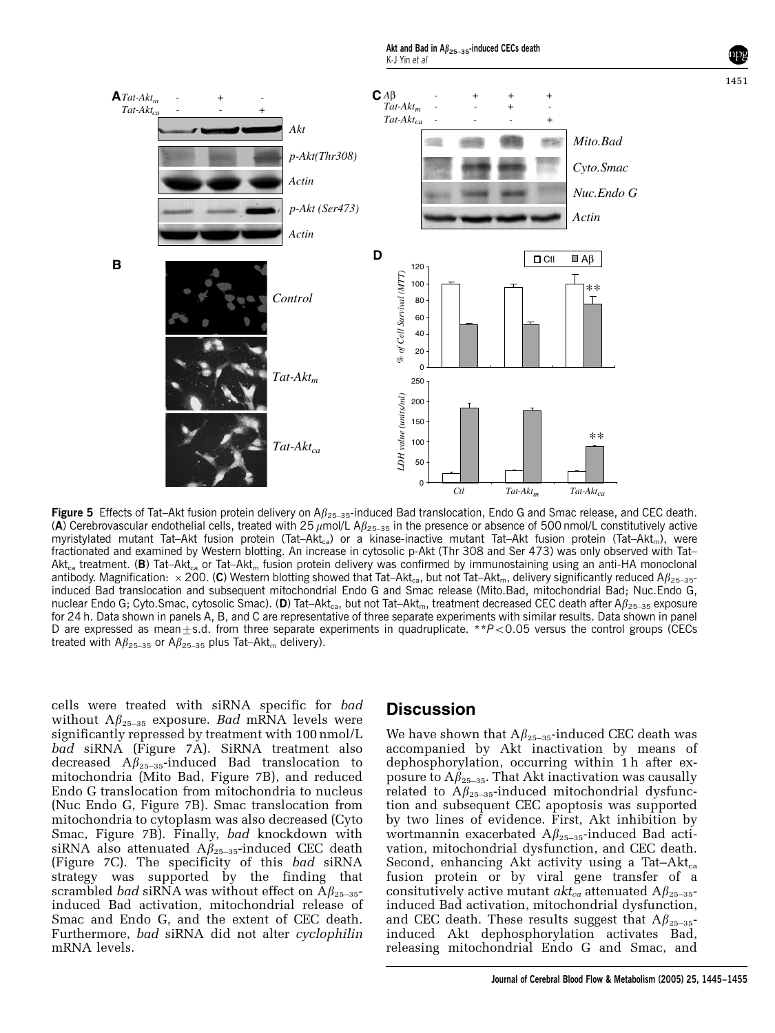**Figure 5** Effects of Tat–Akt fusion protein delivery on $A\beta_{25-35}$-induced Bad translocation, Endo G and Smac release, and CEC death. (**A**) Cerebrovascular endothelial cells, treated with 25 $\mu$mol/L $A\beta_{25-35}$ in the presence or absence of 500 nmol/L constitutively active myristylated mutant Tat–Akt fusion protein (Tat–$Akt_{ca}$) or a kinase-inactive mutant Tat–Akt fusion protein (Tat–$Akt_m$), were fractionated and examined by Western blotting. An increase in cytosolic p-Akt (Thr 308 and Ser 473) was only observed with Tat–$Akt_{ca}$ treatment. (**B**) Tat–$Akt_{ca}$ or Tat–$Akt_m$ fusion protein delivery was confirmed by immunostaining using an anti-HA monoclonal antibody. Magnification: ×200. (**C**) Western blotting showed that Tat–$Akt_{ca}$, but not Tat–$Akt_m$, delivery significantly reduced $A\beta_{25-35}$-induced Bad translocation and subsequent mitochondrial Endo G and Smac release (Mito.Bad, mitochondrial Bad; Nuc.Endo G, nuclear Endo G; Cyto.Smac, cytosolic Smac). (**D**) Tat–$Akt_{ca}$, but not Tat–$Akt_m$, treatment decreased CEC death after $A\beta_{25-35}$ exposure for 24 h. Data shown in panels A, B, and C are representative of three separate experiments with similar results. Data shown in panel D are expressed as mean±s.d. from three separate experiments in quadruplicate. $**P<0.05$ versus the control groups (CECs treated with $A\beta_{25-35}$ or $A\beta_{25-35}$ plus Tat–$Akt_m$ delivery).

cells were treated with siRNA specific for *bad* without $A\beta_{25-35}$ exposure. *Bad* mRNA levels were significantly repressed by treatment with 100 nmol/L *bad* siRNA (Figure 7A). SiRNA treatment also decreased $A\beta_{25-35}$-induced Bad translocation to mitochondria (Mito Bad, Figure 7B), and reduced Endo G translocation from mitochondria to nucleus (Nuc Endo G, Figure 7B). Smac translocation from mitochondria to cytoplasm was also decreased (Cyto Smac, Figure 7B). Finally, *bad* knockdown with siRNA also attenuated $A\beta_{25-35}$-induced CEC death (Figure 7C). The specificity of this *bad* siRNA strategy was supported by the finding that scrambled *bad* siRNA was without effect on $A\beta_{25-35}$-induced Bad activation, mitochondrial release of Smac and Endo G, and the extent of CEC death. Furthermore, *bad* siRNA did not alter *cyclophilin* mRNA levels.

## Discussion

We have shown that $A\beta_{25-35}$-induced CEC death was accompanied by Akt inactivation by means of dephosphorylation, occurring within 1 h after exposure to $A\beta_{25-35}$. That Akt inactivation was causally related to $A\beta_{25-35}$-induced mitochondrial dysfunction and subsequent CEC apoptosis was supported by two lines of evidence. First, Akt inhibition by wortmannin exacerbated $A\beta_{25-35}$-induced Bad activation, mitochondrial dysfunction, and CEC death. Second, enhancing Akt activity using a Tat–$Akt_{ca}$ fusion protein or by viral gene transfer of a consitutively active mutant $akt_{ca}$ attenuated $A\beta_{25-35}$-induced Bad activation, mitochondrial dysfunction, and CEC death. These results suggest that $A\beta_{25-35}$-induced Akt dephosphorylation activates Bad, releasing mitochondrial Endo G and Smac, and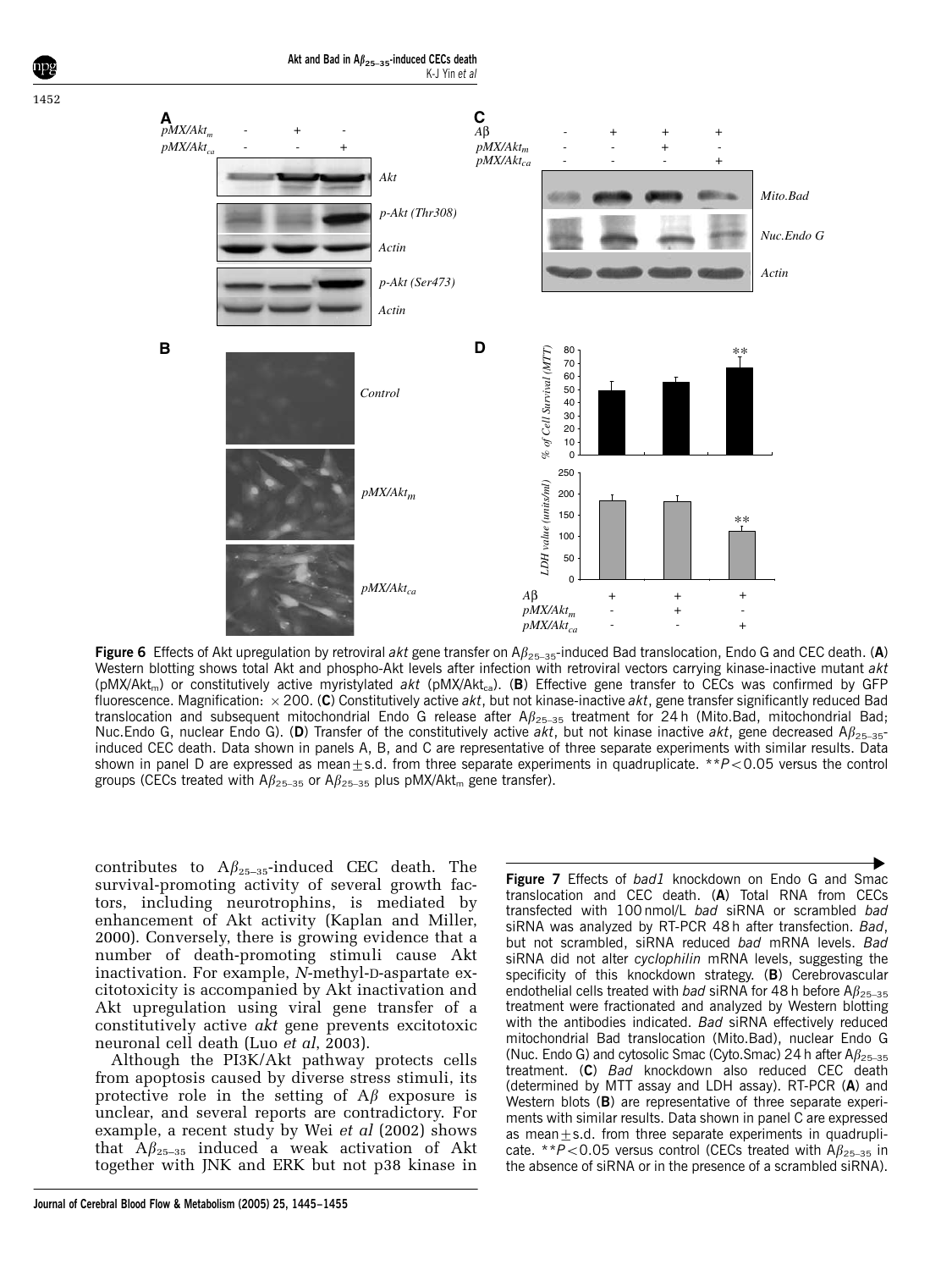**Figure 6** Effects of Akt upregulation by retroviral *akt* gene transfer on $A\beta_{25-35}$-induced Bad translocation, Endo G and CEC death. (**A**) Western blotting shows total Akt and phospho-Akt levels after infection with retroviral vectors carrying kinase-inactive mutant *akt* ($pMX/Akt_m$) or constitutively active myristylated *akt* ($pMX/Akt_{ca}$). (**B**) Effective gene transfer to CECs was confirmed by GFP fluorescence. Magnification: $\times 200$. (**C**) Constitutively active *akt*, but not kinase-inactive *akt*, gene transfer significantly reduced Bad translocation and subsequent mitochondrial Endo G release after $A\beta_{25-35}$ treatment for 24 h (Mito.Bad, mitochondrial Bad; Nuc.Endo G, nuclear Endo G). (**D**) Transfer of the constitutively active *akt*, but not kinase inactive *akt*, gene decreased $A\beta_{25-35}$-induced CEC death. Data shown in panels A, B, and C are representative of three separate experiments with similar results. Data shown in panel D are expressed as mean±s.d. from three separate experiments in quadruplicate. $^{**}P<0.05$ versus the control groups (CECs treated with $A\beta_{25-35}$ or $A\beta_{25-35}$ plus $pMX/Akt_m$ gene transfer).

contributes to $A\beta_{25-35}$-induced CEC death. The survival-promoting activity of several growth factors, including neurotrophins, is mediated by enhancement of Akt activity (Kaplan and Miller, 2000). Conversely, there is growing evidence that a number of death-promoting stimuli cause Akt inactivation. For example, *N*-methyl-D-aspartate excitotoxicity is accompanied by Akt inactivation and Akt upregulation using viral gene transfer of a constitutively active *akt* gene prevents excitotoxic neuronal cell death (Luo *et al*, 2003).

Although the PI3K/Akt pathway protects cells from apoptosis caused by diverse stress stimuli, its protective role in the setting of $A\beta$ exposure is unclear, and several reports are contradictory. For example, a recent study by Wei *et al* (2002) shows that $A\beta_{25-35}$ induced a weak activation of Akt together with JNK and ERK but not p38 kinase in

**Figure 7** Effects of *bad1* knockdown on Endo G and Smac translocation and CEC death. (**A**) Total RNA from CECs transfected with 100 nmol/L *bad* siRNA or scrambled *bad* siRNA was analyzed by RT-PCR 48 h after transfection. *Bad*, but not scrambled, siRNA reduced *bad* mRNA levels. *Bad* siRNA did not alter *cyclophilin* mRNA levels, suggesting the specificity of this knockdown strategy. (**B**) Cerebrovascular endothelial cells treated with *bad* siRNA for 48 h before $A\beta_{25-35}$ treatment were fractionated and analyzed by Western blotting with the antibodies indicated. *Bad* siRNA effectively reduced mitochondrial Bad translocation (Mito.Bad), nuclear Endo G (Nuc. Endo G) and cytosolic Smac (Cyto.Smac) 24 h after $A\beta_{25-35}$ treatment. (**C**) *Bad* knockdown also reduced CEC death (determined by MTT assay and LDH assay). RT-PCR (**A**) and Western blots (**B**) are representative of three separate experiments with similar results. Data shown in panel C are expressed as mean±s.d. from three separate experiments in quadruplicate. $^{**}P<0.05$ versus control (CECs treated with $A\beta_{25-35}$ in the absence of siRNA or in the presence of a scrambled siRNA).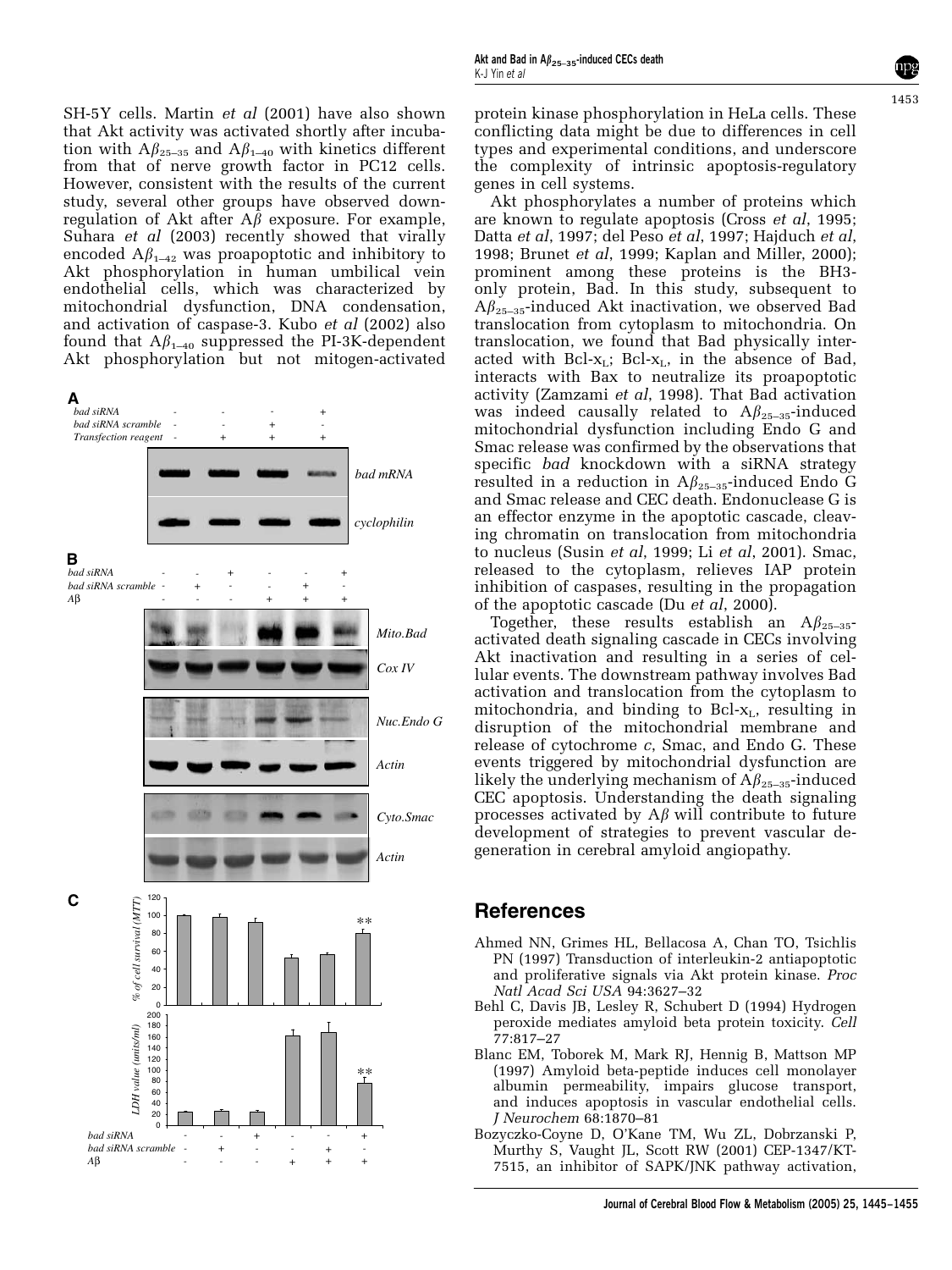SH-5Y cells. Martin *et al* (2001) have also shown that Akt activity was activated shortly after incubation with $A\beta_{25-35}$ and $A\beta_{1-40}$ with kinetics different from that of nerve growth factor in PC12 cells. However, consistent with the results of the current study, several other groups have observed downregulation of Akt after $A\beta$ exposure. For example, Suhara *et al* (2003) recently showed that virally encoded $A\beta_{1-42}$ was proapoptotic and inhibitory to Akt phosphorylation in human umbilical vein endothelial cells, which was characterized by mitochondrial dysfunction, DNA condensation, and activation of caspase-3. Kubo *et al* (2002) also found that $A\beta_{1-40}$ suppressed the PI-3K-dependent Akt phosphorylation but not mitogen-activated protein kinase phosphorylation in HeLa cells. These conflicting data might be due to differences in cell types and experimental conditions, and underscore the complexity of intrinsic apoptosis-regulatory genes in cell systems.

Akt phosphorylates a number of proteins which are known to regulate apoptosis (Cross *et al*, 1995; Datta *et al*, 1997; del Peso *et al*, 1997; Hajduch *et al*, 1998; Brunet *et al*, 1999; Kaplan and Miller, 2000); prominent among these proteins is the BH3-only protein, Bad. In this study, subsequent to $A\beta_{25-35}$-induced Akt inactivation, we observed Bad translocation from cytoplasm to mitochondria. On translocation, we found that Bad physically interacted with Bcl-$x_L$; Bcl-$x_L$, in the absence of Bad, interacts with Bax to neutralize its proapoptotic activity (Zamzami *et al*, 1998). That Bad activation was indeed causally related to $A\beta_{25-35}$-induced mitochondrial dysfunction including Endo G and Smac release was confirmed by the observations that specific *bad* knockdown with a siRNA strategy resulted in a reduction in $A\beta_{25-35}$-induced Endo G and Smac release and CEC death. Endonuclease G is an effector enzyme in the apoptotic cascade, cleaving chromatin on translocation from mitochondria to nucleus (Susin *et al*, 1999; Li *et al*, 2001). Smac, released to the cytoplasm, relieves IAP protein inhibition of caspases, resulting in the propagation of the apoptotic cascade (Du *et al*, 2000).

Together, these results establish an $A\beta_{25-35}$-activated death signaling cascade in CECs involving Akt inactivation and resulting in a series of cellular events. The downstream pathway involves Bad activation and translocation from the cytoplasm to mitochondria, and binding to Bcl-$x_L$, resulting in disruption of the mitochondrial membrane and release of cytochrome *c*, Smac, and Endo G. These events triggered by mitochondrial dysfunction are likely the underlying mechanism of $A\beta_{25-35}$-induced CEC apoptosis. Understanding the death signaling processes activated by $A\beta$ will contribute to future development of strategies to prevent vascular degeneration in cerebral amyloid angiopathy.

## References

Ahmed NN, Grimes HL, Bellacosa A, Chan TO, Tsichlis PN (1997) Transduction of interleukin-2 antiapoptotic and proliferative signals via Akt protein kinase. *Proc Natl Acad Sci USA* 94:3627–32

Behl C, Davis JB, Lesley R, Schubert D (1994) Hydrogen peroxide mediates amyloid beta protein toxicity. *Cell* 77:817–27

Blanc EM, Toborek M, Mark RJ, Hennig B, Mattson MP (1997) Amyloid beta-peptide induces cell monolayer albumin permeability, impairs glucose transport, and induces apoptosis in vascular endothelial cells. *J Neurochem* 68:1870–81

Bozyczko-Coyne D, O'Kane TM, Wu ZL, Dobrzanski P, Murthy S, Vaught JL, Scott RW (2001) CEP-1347/KT-7515, an inhibitor of SAPK/JNK pathway activation,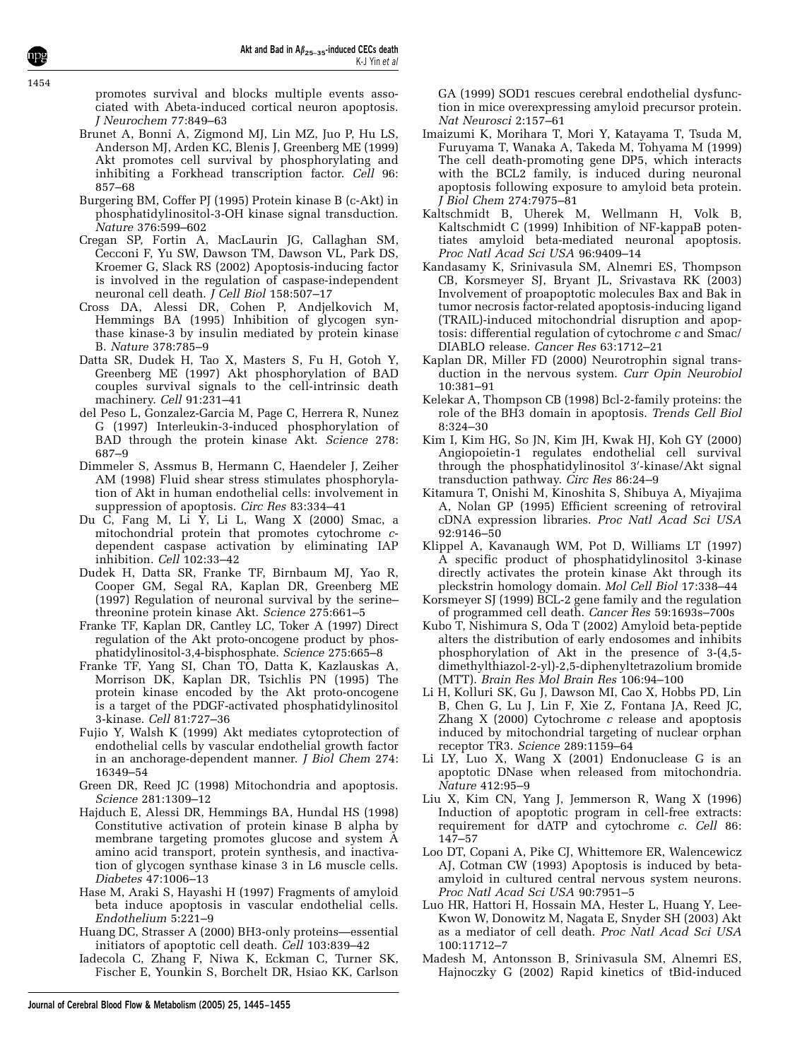promotes survival and blocks multiple events associated with Abeta-induced cortical neuron apoptosis. *J Neurochem* 77:849–63

Brunet A, Bonni A, Zigmond MJ, Lin MZ, Juo P, Hu LS, Anderson MJ, Arden KC, Blenis J, Greenberg ME (1999) Akt promotes cell survival by phosphorylating and inhibiting a Forkhead transcription factor. *Cell* 96: 857–68

Burgering BM, Coffer PJ (1995) Protein kinase B (c-Akt) in phosphatidylinositol-3-OH kinase signal transduction. *Nature* 376:599–602

Cregan SP, Fortin A, MacLaurin JG, Callaghan SM, Cecconi F, Yu SW, Dawson TM, Dawson VL, Park DS, Kroemer G, Slack RS (2002) Apoptosis-inducing factor is involved in the regulation of caspase-independent neuronal cell death. *J Cell Biol* 158:507–17

Cross DA, Alessi DR, Cohen P, Andjelkovich M, Hemmings BA (1995) Inhibition of glycogen synthase kinase-3 by insulin mediated by protein kinase B. *Nature* 378:785–9

Datta SR, Dudek H, Tao X, Masters S, Fu H, Gotoh Y, Greenberg ME (1997) Akt phosphorylation of BAD couples survival signals to the cell-intrinsic death machinery. *Cell* 91:231–41

del Peso L, Gonzalez-Garcia M, Page C, Herrera R, Nunez G (1997) Interleukin-3-induced phosphorylation of BAD through the protein kinase Akt. *Science* 278: 687–9

Dimmeler S, Assmus B, Hermann C, Haendeler J, Zeiher AM (1998) Fluid shear stress stimulates phosphorylation of Akt in human endothelial cells: involvement in suppression of apoptosis. *Circ Res* 83:334–41

Du C, Fang M, Li Y, Li L, Wang X (2000) Smac, a mitochondrial protein that promotes cytochrome *c*-dependent caspase activation by eliminating IAP inhibition. *Cell* 102:33–42

Dudek H, Datta SR, Franke TF, Birnbaum MJ, Yao R, Cooper GM, Segal RA, Kaplan DR, Greenberg ME (1997) Regulation of neuronal survival by the serine–threonine protein kinase Akt. *Science* 275:661–5

Franke TF, Kaplan DR, Cantley LC, Toker A (1997) Direct regulation of the Akt proto-oncogene product by phosphatidylinositol-3,4-bisphosphate. *Science* 275:665–8

Franke TF, Yang SI, Chan TO, Datta K, Kazlauskas A, Morrison DK, Kaplan DR, Tsichlis PN (1995) The protein kinase encoded by the Akt proto-oncogene is a target of the PDGF-activated phosphatidylinositol 3-kinase. *Cell* 81:727–36

Fujio Y, Walsh K (1999) Akt mediates cytoprotection of endothelial cells by vascular endothelial growth factor in an anchorage-dependent manner. *J Biol Chem* 274: 16349–54

Green DR, Reed JC (1998) Mitochondria and apoptosis. *Science* 281:1309–12

Hajduch E, Alessi DR, Hemmings BA, Hundal HS (1998) Constitutive activation of protein kinase B alpha by membrane targeting promotes glucose and system A amino acid transport, protein synthesis, and inactivation of glycogen synthase kinase 3 in L6 muscle cells. *Diabetes* 47:1006–13

Hase M, Araki S, Hayashi H (1997) Fragments of amyloid beta induce apoptosis in vascular endothelial cells. *Endothelium* 5:221–9

Huang DC, Strasser A (2000) BH3-only proteins—essential initiators of apoptotic cell death. *Cell* 103:839–42

Iadecola C, Zhang F, Niwa K, Eckman C, Turner SK, Fischer E, Younkin S, Borchelt DR, Hsiao KK, Carlson GA (1999) SOD1 rescues cerebral endothelial dysfunction in mice overexpressing amyloid precursor protein. *Nat Neurosci* 2:157–61

Imaizumi K, Morihara T, Mori Y, Katayama T, Tsuda M, Furuyama T, Wanaka A, Takeda M, Tohyama M (1999) The cell death-promoting gene DP5, which interacts with the BCL2 family, is induced during neuronal apoptosis following exposure to amyloid beta protein. *J Biol Chem* 274:7975–81

Kaltschmidt B, Uherek M, Wellmann H, Volk B, Kaltschmidt C (1999) Inhibition of NF-kappaB potentiates amyloid beta-mediated neuronal apoptosis. *Proc Natl Acad Sci USA* 96:9409–14

Kandasamy K, Srinivasula SM, Alnemri ES, Thompson CB, Korsmeyer SJ, Bryant JL, Srivastava RK (2003) Involvement of proapoptotic molecules Bax and Bak in tumor necrosis factor-related apoptosis-inducing ligand (TRAIL)-induced mitochondrial disruption and apoptosis: differential regulation of cytochrome *c* and Smac/DIABLO release. *Cancer Res* 63:1712–21

Kaplan DR, Miller FD (2000) Neurotrophin signal transduction in the nervous system. *Curr Opin Neurobiol* 10:381–91

Kelekar A, Thompson CB (1998) Bcl-2-family proteins: the role of the BH3 domain in apoptosis. *Trends Cell Biol* 8:324–30

Kim I, Kim HG, So JN, Kim JH, Kwak HJ, Koh GY (2000) Angiopoietin-1 regulates endothelial cell survival through the phosphatidylinositol 3′-kinase/Akt signal transduction pathway. *Circ Res* 86:24–9

Kitamura T, Onishi M, Kinoshita S, Shibuya A, Miyajima A, Nolan GP (1995) Efficient screening of retroviral cDNA expression libraries. *Proc Natl Acad Sci USA* 92:9146–50

Klippel A, Kavanaugh WM, Pot D, Williams LT (1997) A specific product of phosphatidylinositol 3-kinase directly activates the protein kinase Akt through its pleckstrin homology domain. *Mol Cell Biol* 17:338–44

Korsmeyer SJ (1999) BCL-2 gene family and the regulation of programmed cell death. *Cancer Res* 59:1693s–700s

Kubo T, Nishimura S, Oda T (2002) Amyloid beta-peptide alters the distribution of early endosomes and inhibits phosphorylation of Akt in the presence of 3-(4,5-dimethylthiazol-2-yl)-2,5-diphenyltetrazolium bromide (MTT). *Brain Res Mol Brain Res* 106:94–100

Li H, Kolluri SK, Gu J, Dawson MI, Cao X, Hobbs PD, Lin B, Chen G, Lu J, Lin F, Xie Z, Fontana JA, Reed JC, Zhang X (2000) Cytochrome *c* release and apoptosis induced by mitochondrial targeting of nuclear orphan receptor TR3. *Science* 289:1159–64

Li LY, Luo X, Wang X (2001) Endonuclease G is an apoptotic DNase when released from mitochondria. *Nature* 412:95–9

Liu X, Kim CN, Yang J, Jemmerson R, Wang X (1996) Induction of apoptotic program in cell-free extracts: requirement for dATP and cytochrome *c*. *Cell* 86: 147–57

Loo DT, Copani A, Pike CJ, Whittemore ER, Walencewicz AJ, Cotman CW (1993) Apoptosis is induced by beta-amyloid in cultured central nervous system neurons. *Proc Natl Acad Sci USA* 90:7951–5

Luo HR, Hattori H, Hossain MA, Hester L, Huang Y, Lee-Kwon W, Donowitz M, Nagata E, Snyder SH (2003) Akt as a mediator of cell death. *Proc Natl Acad Sci USA* 100:11712–7

Madesh M, Antonsson B, Srinivasula SM, Alnemri ES, Hajnoczky G (2002) Rapid kinetics of tBid-induced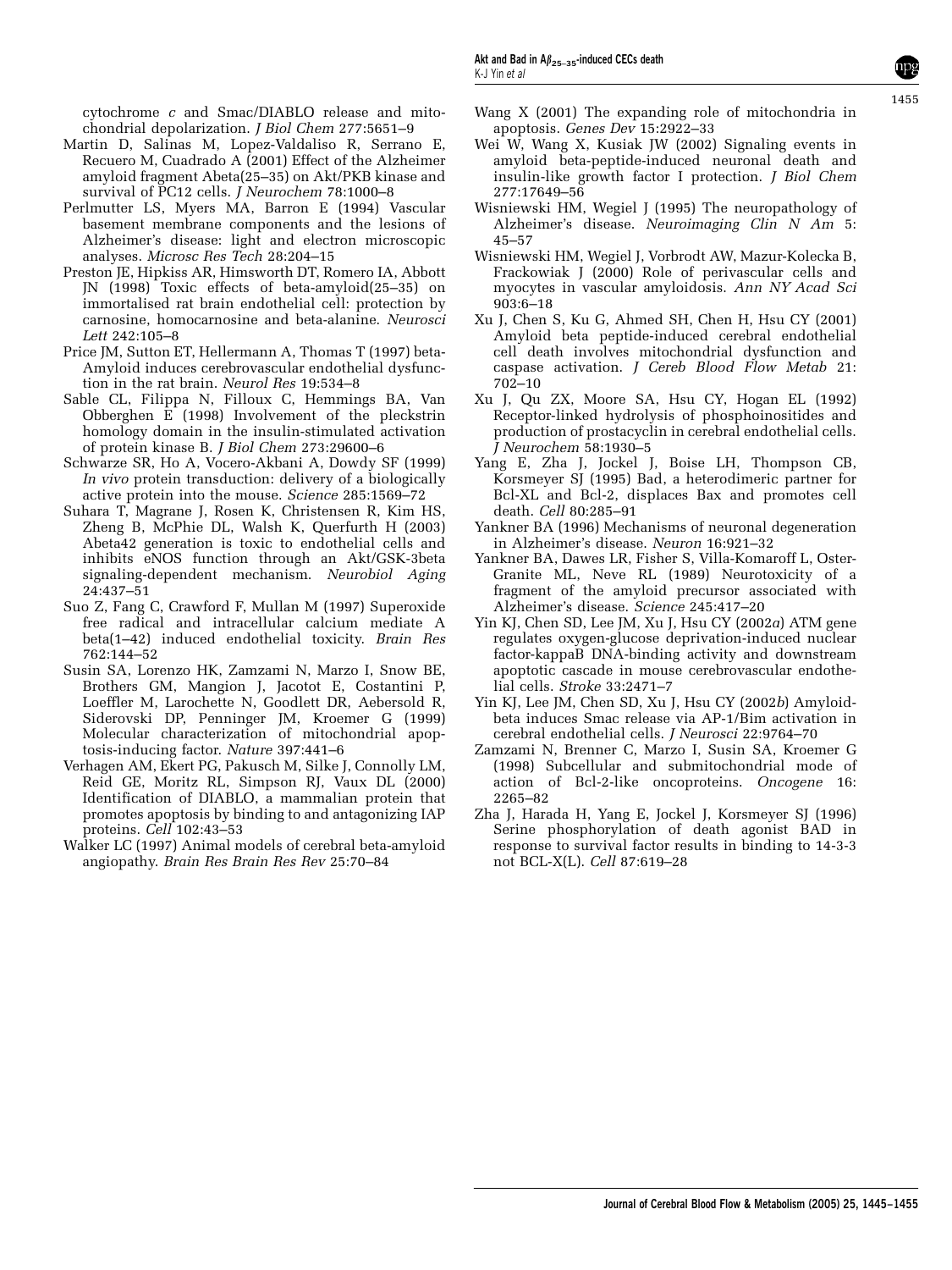cytochrome *c* and Smac/DIABLO release and mitochondrial depolarization. *J Biol Chem* 277:5651–9

Martin D, Salinas M, Lopez-Valdaliso R, Serrano E, Recuero M, Cuadrado A (2001) Effect of the Alzheimer amyloid fragment Abeta(25–35) on Akt/PKB kinase and survival of PC12 cells. *J Neurochem* 78:1000–8

Perlmutter LS, Myers MA, Barron E (1994) Vascular basement membrane components and the lesions of Alzheimer's disease: light and electron microscopic analyses. *Microsc Res Tech* 28:204–15

Preston JE, Hipkiss AR, Himsworth DT, Romero IA, Abbott JN (1998) Toxic effects of beta-amyloid(25–35) on immortalised rat brain endothelial cell: protection by carnosine, homocarnosine and beta-alanine. *Neurosci Lett* 242:105–8

Price JM, Sutton ET, Hellermann A, Thomas T (1997) beta-Amyloid induces cerebrovascular endothelial dysfunction in the rat brain. *Neurol Res* 19:534–8

Sable CL, Filippa N, Filloux C, Hemmings BA, Van Obberghen E (1998) Involvement of the pleckstrin homology domain in the insulin-stimulated activation of protein kinase B. *J Biol Chem* 273:29600–6

Schwarze SR, Ho A, Vocero-Akbani A, Dowdy SF (1999) *In vivo* protein transduction: delivery of a biologically active protein into the mouse. *Science* 285:1569–72

Suhara T, Magrane J, Rosen K, Christensen R, Kim HS, Zheng B, McPhie DL, Walsh K, Querfurth H (2003) Abeta42 generation is toxic to endothelial cells and inhibits eNOS function through an Akt/GSK-3beta signaling-dependent mechanism. *Neurobiol Aging* 24:437–51

Suo Z, Fang C, Crawford F, Mullan M (1997) Superoxide free radical and intracellular calcium mediate A beta(1–42) induced endothelial toxicity. *Brain Res* 762:144–52

Susin SA, Lorenzo HK, Zamzami N, Marzo I, Snow BE, Brothers GM, Mangion J, Jacotot E, Costantini P, Loeffler M, Larochette N, Goodlett DR, Aebersold R, Siderovski DP, Penninger JM, Kroemer G (1999) Molecular characterization of mitochondrial apoptosis-inducing factor. *Nature* 397:441–6

Verhagen AM, Ekert PG, Pakusch M, Silke J, Connolly LM, Reid GE, Moritz RL, Simpson RJ, Vaux DL (2000) Identification of DIABLO, a mammalian protein that promotes apoptosis by binding to and antagonizing IAP proteins. *Cell* 102:43–53

Walker LC (1997) Animal models of cerebral beta-amyloid angiopathy. *Brain Res Brain Res Rev* 25:70–84

Wang X (2001) The expanding role of mitochondria in apoptosis. *Genes Dev* 15:2922–33

Wei W, Wang X, Kusiak JW (2002) Signaling events in amyloid beta-peptide-induced neuronal death and insulin-like growth factor I protection. *J Biol Chem* 277:17649–56

Wisniewski HM, Wegiel J (1995) The neuropathology of Alzheimer's disease. *Neuroimaging Clin N Am* 5: 45–57

Wisniewski HM, Wegiel J, Vorbrodt AW, Mazur-Kolecka B, Frackowiak J (2000) Role of perivascular cells and myocytes in vascular amyloidosis. *Ann NY Acad Sci* 903:6–18

Xu J, Chen S, Ku G, Ahmed SH, Chen H, Hsu CY (2001) Amyloid beta peptide-induced cerebral endothelial cell death involves mitochondrial dysfunction and caspase activation. *J Cereb Blood Flow Metab* 21: 702–10

Xu J, Qu ZX, Moore SA, Hsu CY, Hogan EL (1992) Receptor-linked hydrolysis of phosphoinositides and production of prostacyclin in cerebral endothelial cells. *J Neurochem* 58:1930–5

Yang E, Zha J, Jockel J, Boise LH, Thompson CB, Korsmeyer SJ (1995) Bad, a heterodimeric partner for Bcl-XL and Bcl-2, displaces Bax and promotes cell death. *Cell* 80:285–91

Yankner BA (1996) Mechanisms of neuronal degeneration in Alzheimer's disease. *Neuron* 16:921–32

Yankner BA, Dawes LR, Fisher S, Villa-Komaroff L, Oster-Granite ML, Neve RL (1989) Neurotoxicity of a fragment of the amyloid precursor associated with Alzheimer's disease. *Science* 245:417–20

Yin KJ, Chen SD, Lee JM, Xu J, Hsu CY (2002*a*) ATM gene regulates oxygen-glucose deprivation-induced nuclear factor-kappaB DNA-binding activity and downstream apoptotic cascade in mouse cerebrovascular endothelial cells. *Stroke* 33:2471–7

Yin KJ, Lee JM, Chen SD, Xu J, Hsu CY (2002*b*) Amyloid-beta induces Smac release via AP-1/Bim activation in cerebral endothelial cells. *J Neurosci* 22:9764–70

Zamzami N, Brenner C, Marzo I, Susin SA, Kroemer G (1998) Subcellular and submitochondrial mode of action of Bcl-2-like oncoproteins. *Oncogene* 16: 2265–82

Zha J, Harada H, Yang E, Jockel J, Korsmeyer SJ (1996) Serine phosphorylation of death agonist BAD in response to survival factor results in binding to 14-3-3 not BCL-X(L). *Cell* 87:619–28